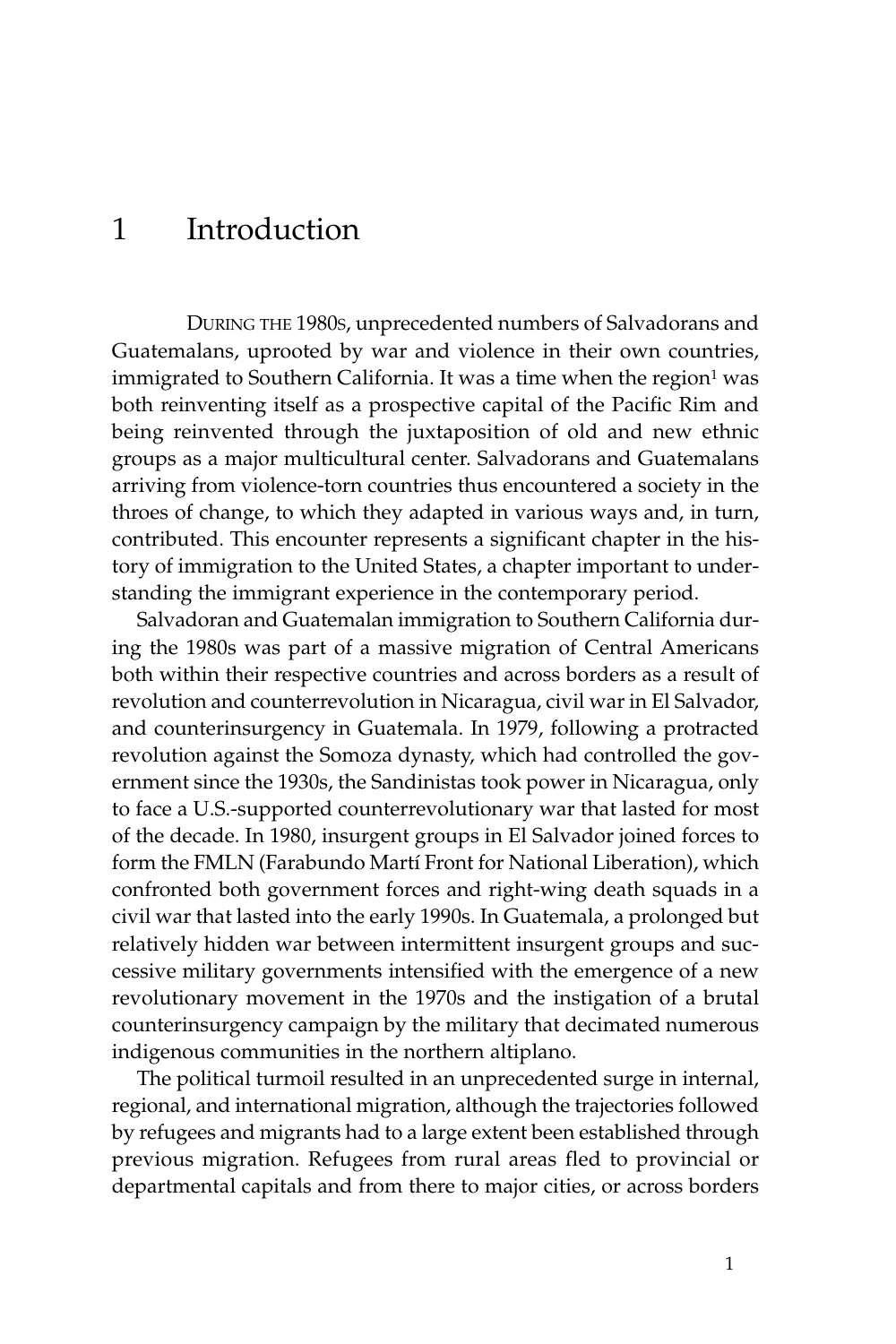# 1 Introduction

DURING THE 1980S, unprecedented numbers of Salvadorans and Guatemalans, uprooted by war and violence in their own countries, immigrated to Southern California. It was a time when the region[1] was both reinventing itself as a prospective capital of the Pacific Rim and being reinvented through the juxtaposition of old and new ethnic groups as a major multicultural center. Salvadorans and Guatemalans arriving from violence-torn countries thus encountered a society in the throes of change, to which they adapted in various ways and, in turn, contributed. This encounter represents a significant chapter in the history of immigration to the United States, a chapter important to understanding the immigrant experience in the contemporary period.

Salvadoran and Guatemalan immigration to Southern California during the 1980s was part of a massive migration of Central Americans both within their respective countries and across borders as a result of revolution and counterrevolution in Nicaragua, civil war in El Salvador, and counterinsurgency in Guatemala. In 1979, following a protracted revolution against the Somoza dynasty, which had controlled the government since the 1930s, the Sandinistas took power in Nicaragua, only to face a U.S.-supported counterrevolutionary war that lasted for most of the decade. In 1980, insurgent groups in El Salvador joined forces to form the FMLN (Farabundo Martí Front for National Liberation), which confronted both government forces and right-wing death squads in a civil war that lasted into the early 1990s. In Guatemala, a prolonged but relatively hidden war between intermittent insurgent groups and successive military governments intensified with the emergence of a new revolutionary movement in the 1970s and the instigation of a brutal counterinsurgency campaign by the military that decimated numerous indigenous communities in the northern altiplano.

The political turmoil resulted in an unprecedented surge in internal, regional, and international migration, although the trajectories followed by refugees and migrants had to a large extent been established through previous migration. Refugees from rural areas fled to provincial or departmental capitals and from there to major cities, or across borders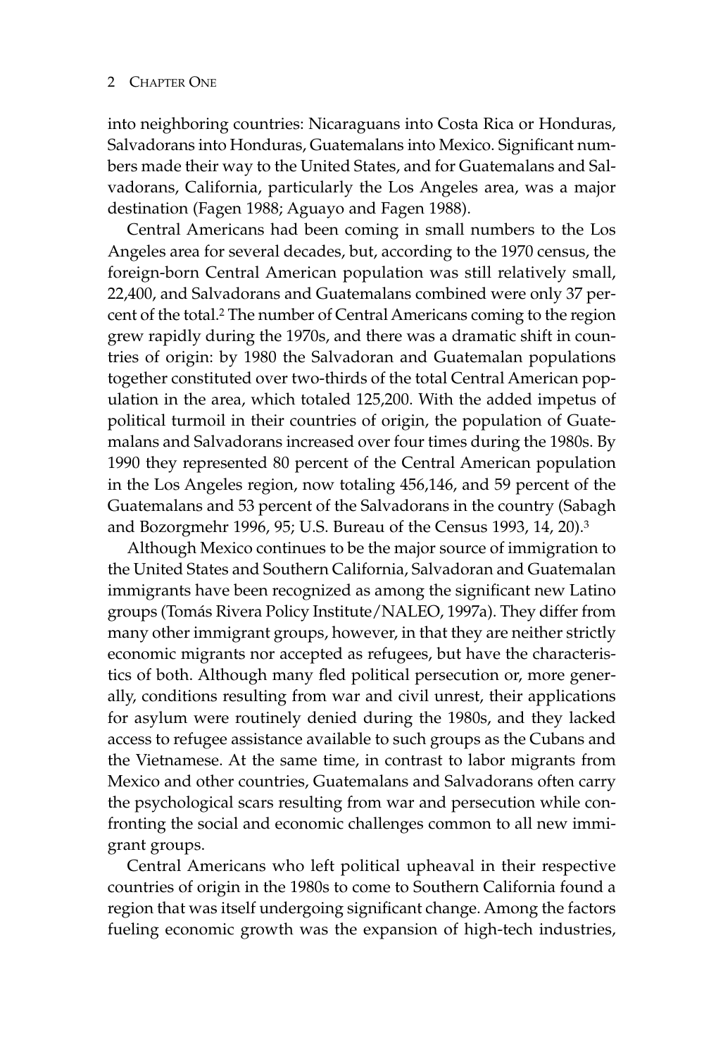into neighboring countries: Nicaraguans into Costa Rica or Honduras, Salvadorans into Honduras, Guatemalans into Mexico. Significant numbers made their way to the United States, and for Guatemalans and Salvadorans, California, particularly the Los Angeles area, was a major destination (Fagen 1988; Aguayo and Fagen 1988).

Central Americans had been coming in small numbers to the Los Angeles area for several decades, but, according to the 1970 census, the foreign-born Central American population was still relatively small, 22,400, and Salvadorans and Guatemalans combined were only 37 percent of the total.[2] The number of Central Americans coming to the region grew rapidly during the 1970s, and there was a dramatic shift in countries of origin: by 1980 the Salvadoran and Guatemalan populations together constituted over two-thirds of the total Central American population in the area, which totaled 125,200. With the added impetus of political turmoil in their countries of origin, the population of Guatemalans and Salvadorans increased over four times during the 1980s. By 1990 they represented 80 percent of the Central American population in the Los Angeles region, now totaling 456,146, and 59 percent of the Guatemalans and 53 percent of the Salvadorans in the country (Sabagh and Bozorgmehr 1996, 95; U.S. Bureau of the Census 1993, 14, 20).[3]

Although Mexico continues to be the major source of immigration to the United States and Southern California, Salvadoran and Guatemalan immigrants have been recognized as among the significant new Latino groups (Tomás Rivera Policy Institute/NALEO, 1997a). They differ from many other immigrant groups, however, in that they are neither strictly economic migrants nor accepted as refugees, but have the characteristics of both. Although many fled political persecution or, more generally, conditions resulting from war and civil unrest, their applications for asylum were routinely denied during the 1980s, and they lacked access to refugee assistance available to such groups as the Cubans and the Vietnamese. At the same time, in contrast to labor migrants from Mexico and other countries, Guatemalans and Salvadorans often carry the psychological scars resulting from war and persecution while confronting the social and economic challenges common to all new immigrant groups.

Central Americans who left political upheaval in their respective countries of origin in the 1980s to come to Southern California found a region that was itself undergoing significant change. Among the factors fueling economic growth was the expansion of high-tech industries,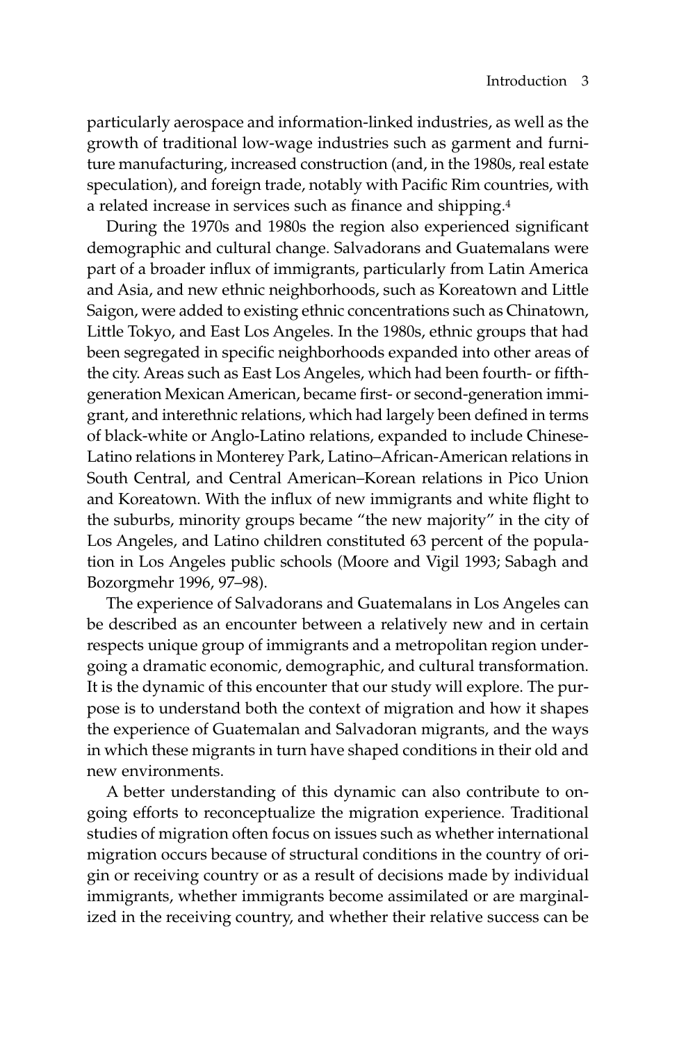particularly aerospace and information-linked industries, as well as the growth of traditional low-wage industries such as garment and furniture manufacturing, increased construction (and, in the 1980s, real estate speculation), and foreign trade, notably with Pacific Rim countries, with a related increase in services such as finance and shipping.[4]

During the 1970s and 1980s the region also experienced significant demographic and cultural change. Salvadorans and Guatemalans were part of a broader influx of immigrants, particularly from Latin America and Asia, and new ethnic neighborhoods, such as Koreatown and Little Saigon, were added to existing ethnic concentrations such as Chinatown, Little Tokyo, and East Los Angeles. In the 1980s, ethnic groups that had been segregated in specific neighborhoods expanded into other areas of the city. Areas such as East Los Angeles, which had been fourth- or fifth-generation Mexican American, became first- or second-generation immigrant, and interethnic relations, which had largely been defined in terms of black-white or Anglo-Latino relations, expanded to include Chinese-Latino relations in Monterey Park, Latino–African-American relations in South Central, and Central American–Korean relations in Pico Union and Koreatown. With the influx of new immigrants and white flight to the suburbs, minority groups became "the new majority" in the city of Los Angeles, and Latino children constituted 63 percent of the population in Los Angeles public schools (Moore and Vigil 1993; Sabagh and Bozorgmehr 1996, 97–98).

The experience of Salvadorans and Guatemalans in Los Angeles can be described as an encounter between a relatively new and in certain respects unique group of immigrants and a metropolitan region undergoing a dramatic economic, demographic, and cultural transformation. It is the dynamic of this encounter that our study will explore. The purpose is to understand both the context of migration and how it shapes the experience of Guatemalan and Salvadoran migrants, and the ways in which these migrants in turn have shaped conditions in their old and new environments.

A better understanding of this dynamic can also contribute to ongoing efforts to reconceptualize the migration experience. Traditional studies of migration often focus on issues such as whether international migration occurs because of structural conditions in the country of origin or receiving country or as a result of decisions made by individual immigrants, whether immigrants become assimilated or are marginalized in the receiving country, and whether their relative success can be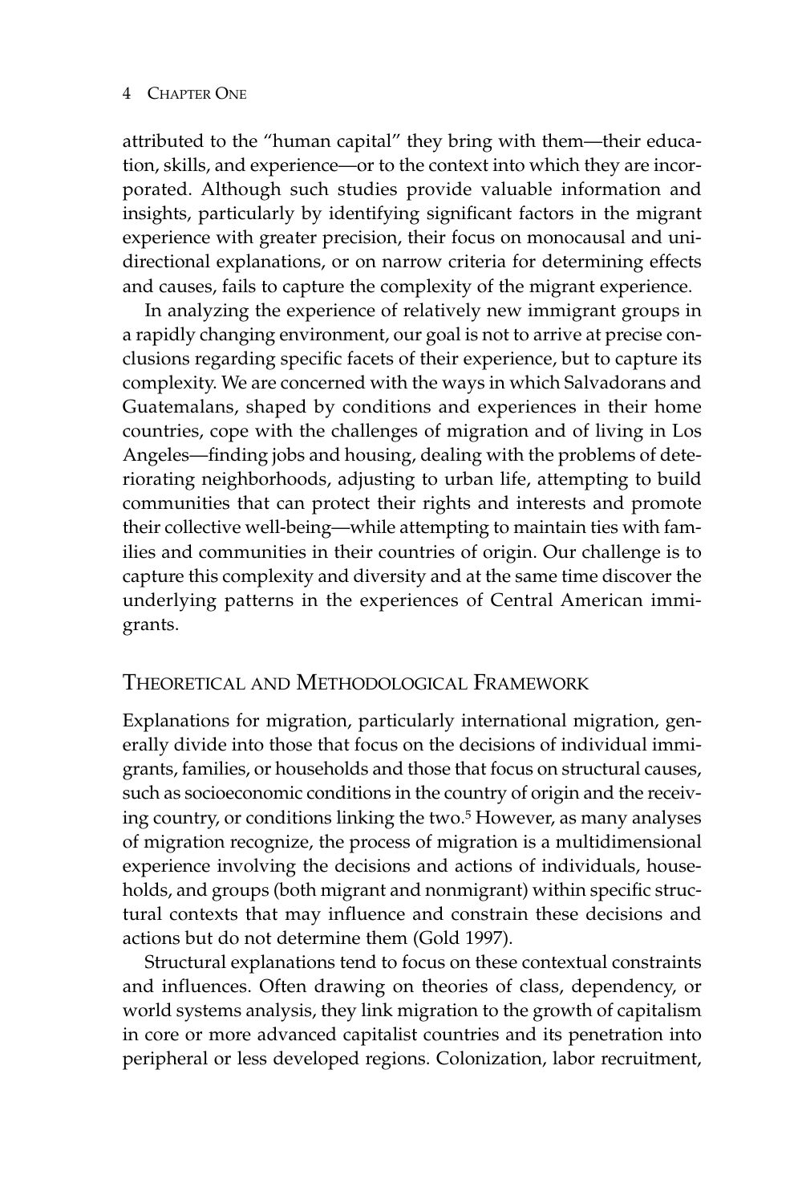attributed to the "human capital" they bring with them—their education, skills, and experience—or to the context into which they are incorporated. Although such studies provide valuable information and insights, particularly by identifying significant factors in the migrant experience with greater precision, their focus on monocausal and unidirectional explanations, or on narrow criteria for determining effects and causes, fails to capture the complexity of the migrant experience.

In analyzing the experience of relatively new immigrant groups in a rapidly changing environment, our goal is not to arrive at precise conclusions regarding specific facets of their experience, but to capture its complexity. We are concerned with the ways in which Salvadorans and Guatemalans, shaped by conditions and experiences in their home countries, cope with the challenges of migration and of living in Los Angeles—finding jobs and housing, dealing with the problems of deteriorating neighborhoods, adjusting to urban life, attempting to build communities that can protect their rights and interests and promote their collective well-being—while attempting to maintain ties with families and communities in their countries of origin. Our challenge is to capture this complexity and diversity and at the same time discover the underlying patterns in the experiences of Central American immigrants.

## Theoretical and Methodological Framework

Explanations for migration, particularly international migration, generally divide into those that focus on the decisions of individual immigrants, families, or households and those that focus on structural causes, such as socioeconomic conditions in the country of origin and the receiving country, or conditions linking the two.[5] However, as many analyses of migration recognize, the process of migration is a multidimensional experience involving the decisions and actions of individuals, households, and groups (both migrant and nonmigrant) within specific structural contexts that may influence and constrain these decisions and actions but do not determine them (Gold 1997).

Structural explanations tend to focus on these contextual constraints and influences. Often drawing on theories of class, dependency, or world systems analysis, they link migration to the growth of capitalism in core or more advanced capitalist countries and its penetration into peripheral or less developed regions. Colonization, labor recruitment,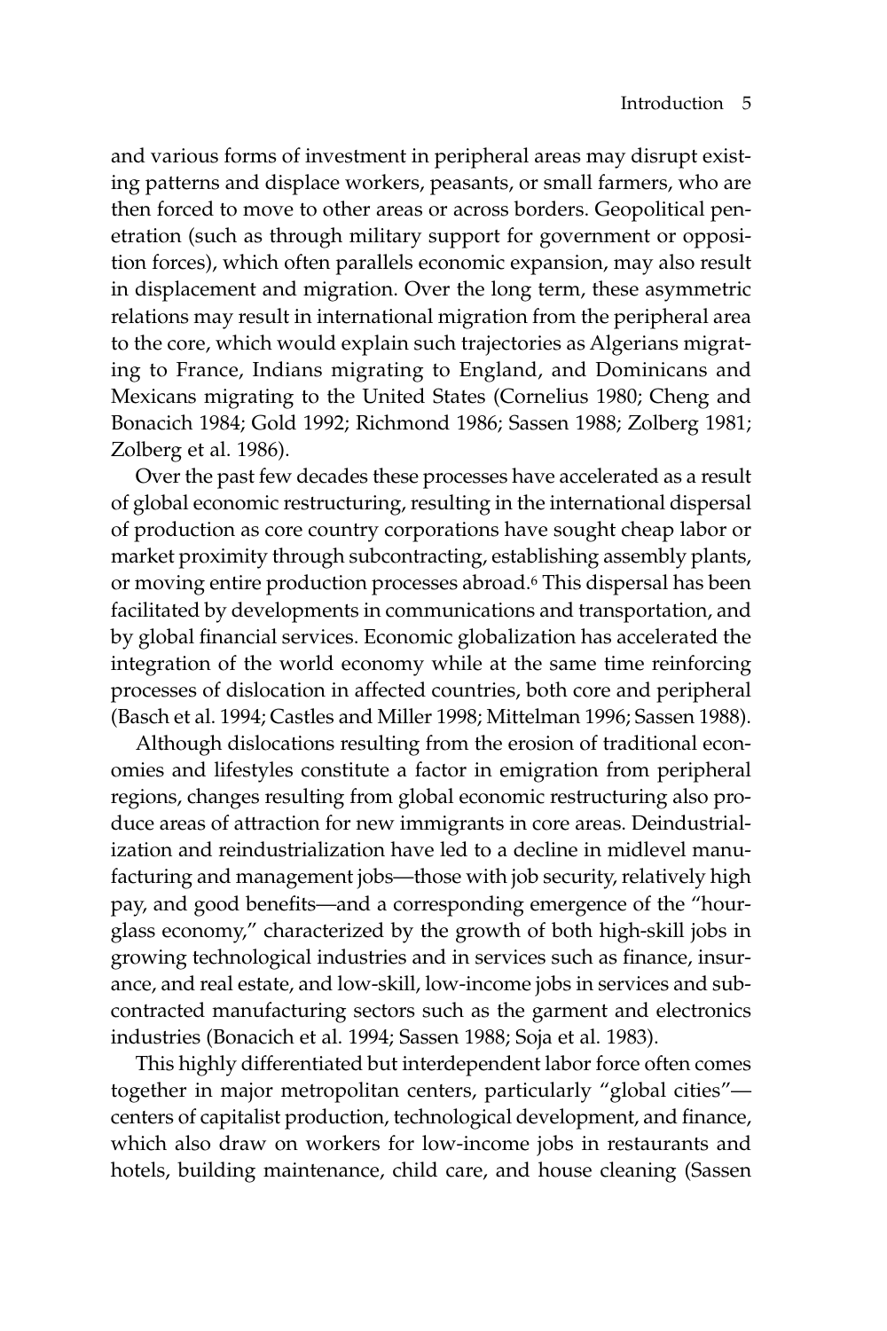and various forms of investment in peripheral areas may disrupt existing patterns and displace workers, peasants, or small farmers, who are then forced to move to other areas or across borders. Geopolitical penetration (such as through military support for government or opposition forces), which often parallels economic expansion, may also result in displacement and migration. Over the long term, these asymmetric relations may result in international migration from the peripheral area to the core, which would explain such trajectories as Algerians migrating to France, Indians migrating to England, and Dominicans and Mexicans migrating to the United States (Cornelius 1980; Cheng and Bonacich 1984; Gold 1992; Richmond 1986; Sassen 1988; Zolberg 1981; Zolberg et al. 1986).

Over the past few decades these processes have accelerated as a result of global economic restructuring, resulting in the international dispersal of production as core country corporations have sought cheap labor or market proximity through subcontracting, establishing assembly plants, or moving entire production processes abroad.[6] This dispersal has been facilitated by developments in communications and transportation, and by global financial services. Economic globalization has accelerated the integration of the world economy while at the same time reinforcing processes of dislocation in affected countries, both core and peripheral (Basch et al. 1994; Castles and Miller 1998; Mittelman 1996; Sassen 1988).

Although dislocations resulting from the erosion of traditional economies and lifestyles constitute a factor in emigration from peripheral regions, changes resulting from global economic restructuring also produce areas of attraction for new immigrants in core areas. Deindustrialization and reindustrialization have led to a decline in midlevel manufacturing and management jobs—those with job security, relatively high pay, and good benefits—and a corresponding emergence of the "hourglass economy," characterized by the growth of both high-skill jobs in growing technological industries and in services such as finance, insurance, and real estate, and low-skill, low-income jobs in services and subcontracted manufacturing sectors such as the garment and electronics industries (Bonacich et al. 1994; Sassen 1988; Soja et al. 1983).

This highly differentiated but interdependent labor force often comes together in major metropolitan centers, particularly "global cities"—centers of capitalist production, technological development, and finance, which also draw on workers for low-income jobs in restaurants and hotels, building maintenance, child care, and house cleaning (Sassen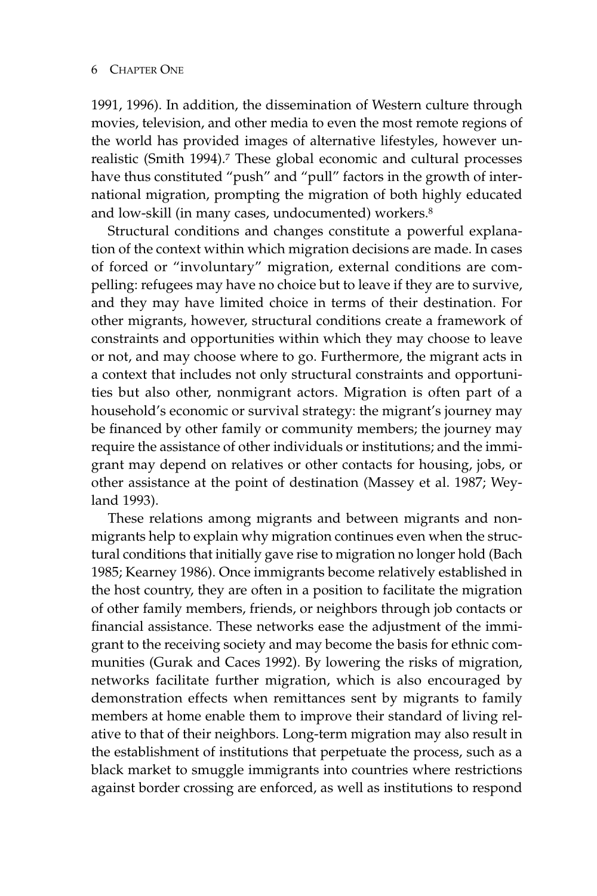1991, 1996). In addition, the dissemination of Western culture through movies, television, and other media to even the most remote regions of the world has provided images of alternative lifestyles, however unrealistic (Smith 1994).[7] These global economic and cultural processes have thus constituted "push" and "pull" factors in the growth of international migration, prompting the migration of both highly educated and low-skill (in many cases, undocumented) workers.[8]

Structural conditions and changes constitute a powerful explanation of the context within which migration decisions are made. In cases of forced or "involuntary" migration, external conditions are compelling: refugees may have no choice but to leave if they are to survive, and they may have limited choice in terms of their destination. For other migrants, however, structural conditions create a framework of constraints and opportunities within which they may choose to leave or not, and may choose where to go. Furthermore, the migrant acts in a context that includes not only structural constraints and opportunities but also other, nonmigrant actors. Migration is often part of a household's economic or survival strategy: the migrant's journey may be financed by other family or community members; the journey may require the assistance of other individuals or institutions; and the immigrant may depend on relatives or other contacts for housing, jobs, or other assistance at the point of destination (Massey et al. 1987; Weyland 1993).

These relations among migrants and between migrants and nonmigrants help to explain why migration continues even when the structural conditions that initially gave rise to migration no longer hold (Bach 1985; Kearney 1986). Once immigrants become relatively established in the host country, they are often in a position to facilitate the migration of other family members, friends, or neighbors through job contacts or financial assistance. These networks ease the adjustment of the immigrant to the receiving society and may become the basis for ethnic communities (Gurak and Caces 1992). By lowering the risks of migration, networks facilitate further migration, which is also encouraged by demonstration effects when remittances sent by migrants to family members at home enable them to improve their standard of living relative to that of their neighbors. Long-term migration may also result in the establishment of institutions that perpetuate the process, such as a black market to smuggle immigrants into countries where restrictions against border crossing are enforced, as well as institutions to respond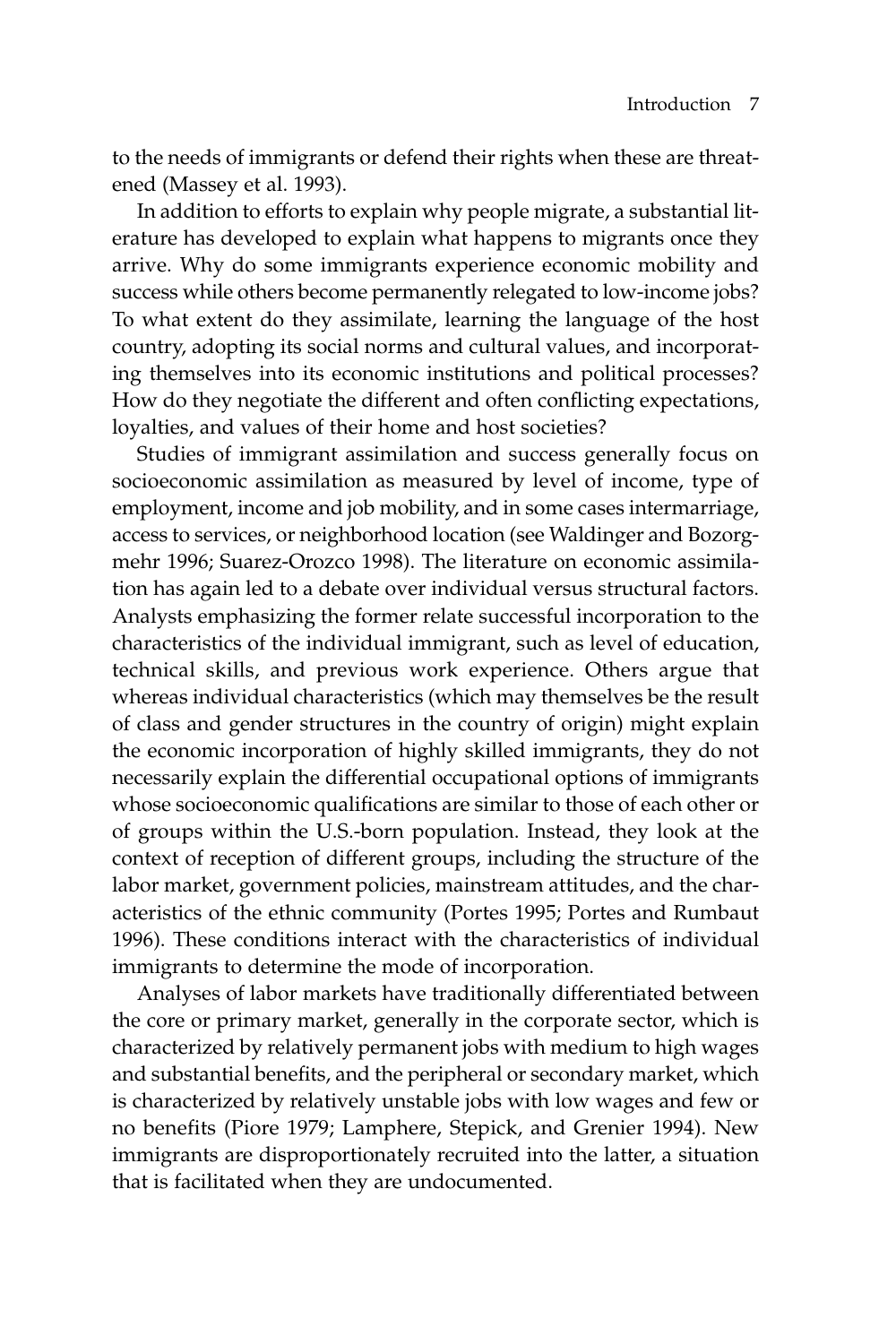to the needs of immigrants or defend their rights when these are threatened (Massey et al. 1993).

In addition to efforts to explain why people migrate, a substantial literature has developed to explain what happens to migrants once they arrive. Why do some immigrants experience economic mobility and success while others become permanently relegated to low-income jobs? To what extent do they assimilate, learning the language of the host country, adopting its social norms and cultural values, and incorporating themselves into its economic institutions and political processes? How do they negotiate the different and often conflicting expectations, loyalties, and values of their home and host societies?

Studies of immigrant assimilation and success generally focus on socioeconomic assimilation as measured by level of income, type of employment, income and job mobility, and in some cases intermarriage, access to services, or neighborhood location (see Waldinger and Bozorgmehr 1996; Suarez-Orozco 1998). The literature on economic assimilation has again led to a debate over individual versus structural factors. Analysts emphasizing the former relate successful incorporation to the characteristics of the individual immigrant, such as level of education, technical skills, and previous work experience. Others argue that whereas individual characteristics (which may themselves be the result of class and gender structures in the country of origin) might explain the economic incorporation of highly skilled immigrants, they do not necessarily explain the differential occupational options of immigrants whose socioeconomic qualifications are similar to those of each other or of groups within the U.S.-born population. Instead, they look at the context of reception of different groups, including the structure of the labor market, government policies, mainstream attitudes, and the characteristics of the ethnic community (Portes 1995; Portes and Rumbaut 1996). These conditions interact with the characteristics of individual immigrants to determine the mode of incorporation.

Analyses of labor markets have traditionally differentiated between the core or primary market, generally in the corporate sector, which is characterized by relatively permanent jobs with medium to high wages and substantial benefits, and the peripheral or secondary market, which is characterized by relatively unstable jobs with low wages and few or no benefits (Piore 1979; Lamphere, Stepick, and Grenier 1994). New immigrants are disproportionately recruited into the latter, a situation that is facilitated when they are undocumented.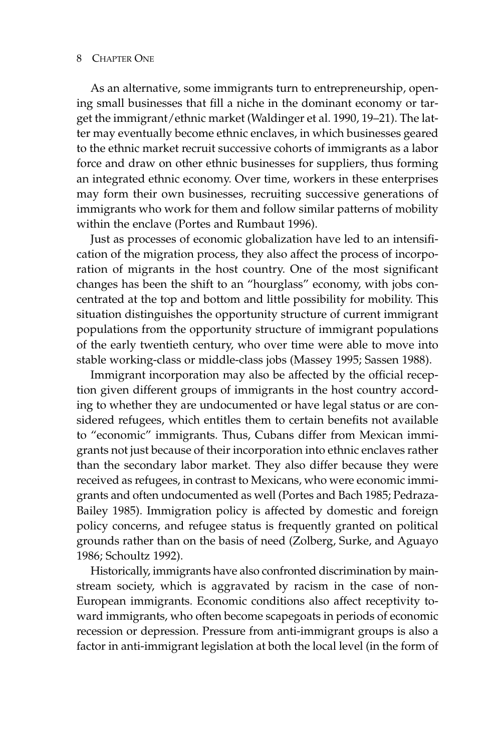As an alternative, some immigrants turn to entrepreneurship, opening small businesses that fill a niche in the dominant economy or target the immigrant/ethnic market (Waldinger et al. 1990, 19–21). The latter may eventually become ethnic enclaves, in which businesses geared to the ethnic market recruit successive cohorts of immigrants as a labor force and draw on other ethnic businesses for suppliers, thus forming an integrated ethnic economy. Over time, workers in these enterprises may form their own businesses, recruiting successive generations of immigrants who work for them and follow similar patterns of mobility within the enclave (Portes and Rumbaut 1996).

Just as processes of economic globalization have led to an intensification of the migration process, they also affect the process of incorporation of migrants in the host country. One of the most significant changes has been the shift to an "hourglass" economy, with jobs concentrated at the top and bottom and little possibility for mobility. This situation distinguishes the opportunity structure of current immigrant populations from the opportunity structure of immigrant populations of the early twentieth century, who over time were able to move into stable working-class or middle-class jobs (Massey 1995; Sassen 1988).

Immigrant incorporation may also be affected by the official reception given different groups of immigrants in the host country according to whether they are undocumented or have legal status or are considered refugees, which entitles them to certain benefits not available to "economic" immigrants. Thus, Cubans differ from Mexican immigrants not just because of their incorporation into ethnic enclaves rather than the secondary labor market. They also differ because they were received as refugees, in contrast to Mexicans, who were economic immigrants and often undocumented as well (Portes and Bach 1985; Pedraza-Bailey 1985). Immigration policy is affected by domestic and foreign policy concerns, and refugee status is frequently granted on political grounds rather than on the basis of need (Zolberg, Surke, and Aguayo 1986; Schoultz 1992).

Historically, immigrants have also confronted discrimination by mainstream society, which is aggravated by racism in the case of non-European immigrants. Economic conditions also affect receptivity toward immigrants, who often become scapegoats in periods of economic recession or depression. Pressure from anti-immigrant groups is also a factor in anti-immigrant legislation at both the local level (in the form of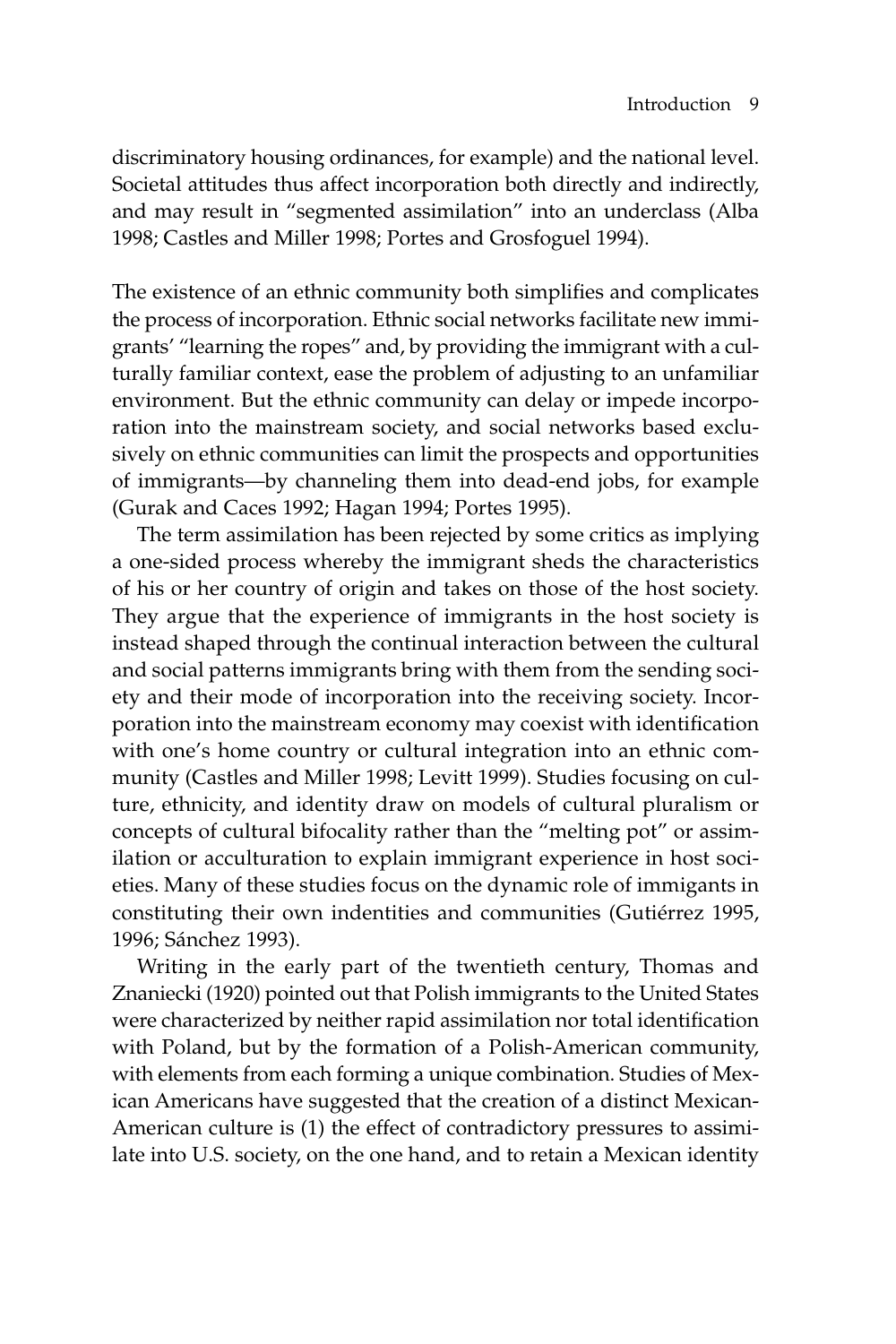discriminatory housing ordinances, for example) and the national level. Societal attitudes thus affect incorporation both directly and indirectly, and may result in "segmented assimilation" into an underclass (Alba 1998; Castles and Miller 1998; Portes and Grosfoguel 1994).

The existence of an ethnic community both simplifies and complicates the process of incorporation. Ethnic social networks facilitate new immigrants' "learning the ropes" and, by providing the immigrant with a culturally familiar context, ease the problem of adjusting to an unfamiliar environment. But the ethnic community can delay or impede incorporation into the mainstream society, and social networks based exclusively on ethnic communities can limit the prospects and opportunities of immigrants—by channeling them into dead-end jobs, for example (Gurak and Caces 1992; Hagan 1994; Portes 1995).

The term assimilation has been rejected by some critics as implying a one-sided process whereby the immigrant sheds the characteristics of his or her country of origin and takes on those of the host society. They argue that the experience of immigrants in the host society is instead shaped through the continual interaction between the cultural and social patterns immigrants bring with them from the sending society and their mode of incorporation into the receiving society. Incorporation into the mainstream economy may coexist with identification with one's home country or cultural integration into an ethnic community (Castles and Miller 1998; Levitt 1999). Studies focusing on culture, ethnicity, and identity draw on models of cultural pluralism or concepts of cultural bifocality rather than the "melting pot" or assimilation or acculturation to explain immigrant experience in host societies. Many of these studies focus on the dynamic role of immigants in constituting their own indentities and communities (Gutiérrez 1995, 1996; Sánchez 1993).

Writing in the early part of the twentieth century, Thomas and Znaniecki (1920) pointed out that Polish immigrants to the United States were characterized by neither rapid assimilation nor total identification with Poland, but by the formation of a Polish-American community, with elements from each forming a unique combination. Studies of Mexican Americans have suggested that the creation of a distinct Mexican-American culture is (1) the effect of contradictory pressures to assimilate into U.S. society, on the one hand, and to retain a Mexican identity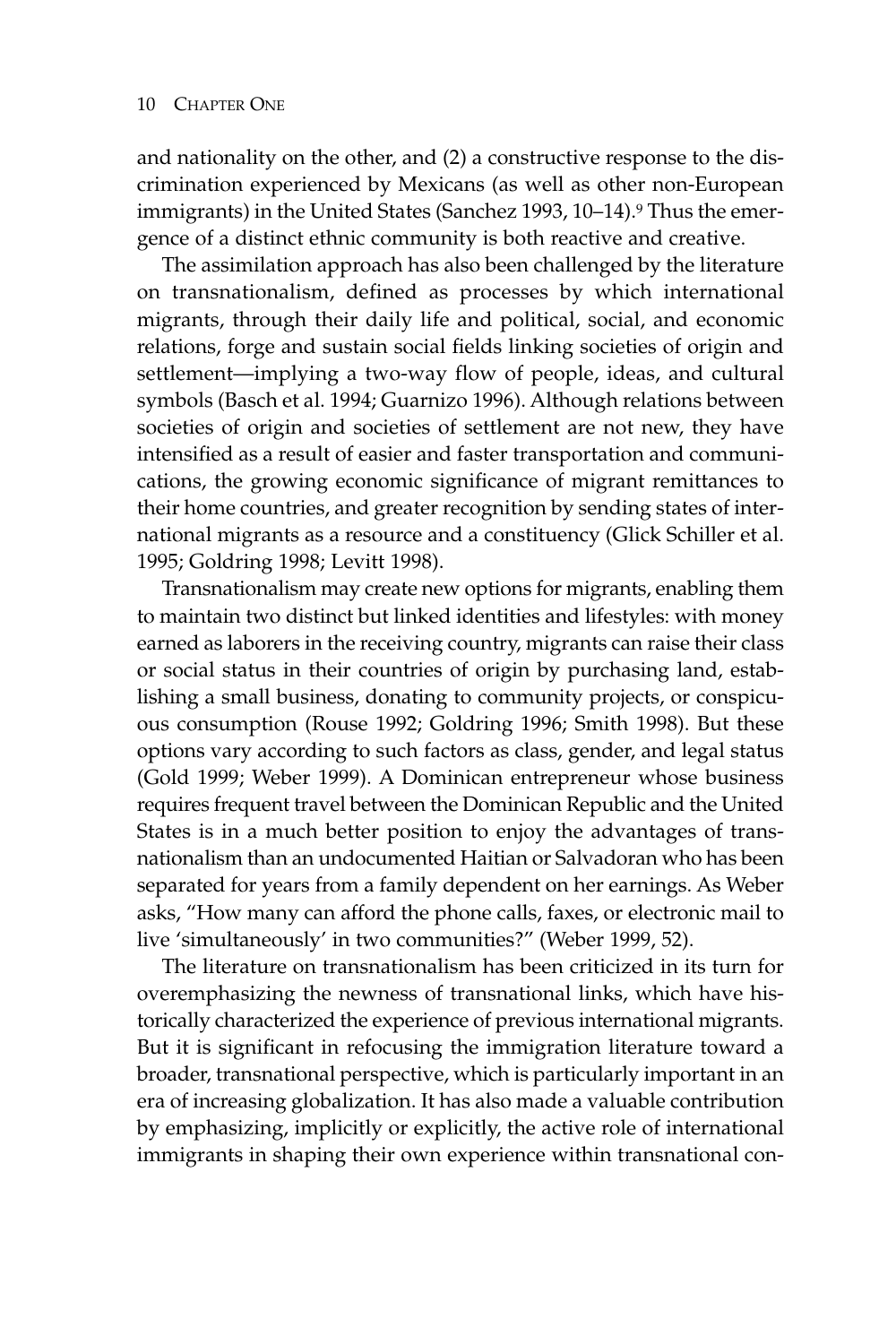and nationality on the other, and (2) a constructive response to the discrimination experienced by Mexicans (as well as other non-European immigrants) in the United States (Sanchez 1993, 10–14).[9] Thus the emergence of a distinct ethnic community is both reactive and creative.

The assimilation approach has also been challenged by the literature on transnationalism, defined as processes by which international migrants, through their daily life and political, social, and economic relations, forge and sustain social fields linking societies of origin and settlement—implying a two-way flow of people, ideas, and cultural symbols (Basch et al. 1994; Guarnizo 1996). Although relations between societies of origin and societies of settlement are not new, they have intensified as a result of easier and faster transportation and communications, the growing economic significance of migrant remittances to their home countries, and greater recognition by sending states of international migrants as a resource and a constituency (Glick Schiller et al. 1995; Goldring 1998; Levitt 1998).

Transnationalism may create new options for migrants, enabling them to maintain two distinct but linked identities and lifestyles: with money earned as laborers in the receiving country, migrants can raise their class or social status in their countries of origin by purchasing land, establishing a small business, donating to community projects, or conspicuous consumption (Rouse 1992; Goldring 1996; Smith 1998). But these options vary according to such factors as class, gender, and legal status (Gold 1999; Weber 1999). A Dominican entrepreneur whose business requires frequent travel between the Dominican Republic and the United States is in a much better position to enjoy the advantages of transnationalism than an undocumented Haitian or Salvadoran who has been separated for years from a family dependent on her earnings. As Weber asks, "How many can afford the phone calls, faxes, or electronic mail to live 'simultaneously' in two communities?" (Weber 1999, 52).

The literature on transnationalism has been criticized in its turn for overemphasizing the newness of transnational links, which have historically characterized the experience of previous international migrants. But it is significant in refocusing the immigration literature toward a broader, transnational perspective, which is particularly important in an era of increasing globalization. It has also made a valuable contribution by emphasizing, implicitly or explicitly, the active role of international immigrants in shaping their own experience within transnational con-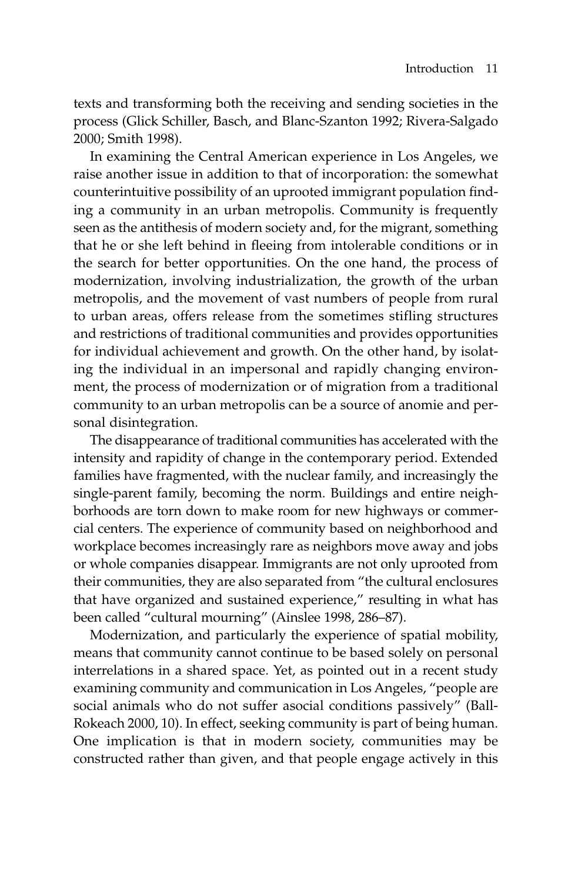texts and transforming both the receiving and sending societies in the process (Glick Schiller, Basch, and Blanc-Szanton 1992; Rivera-Salgado 2000; Smith 1998).

In examining the Central American experience in Los Angeles, we raise another issue in addition to that of incorporation: the somewhat counterintuitive possibility of an uprooted immigrant population finding a community in an urban metropolis. Community is frequently seen as the antithesis of modern society and, for the migrant, something that he or she left behind in fleeing from intolerable conditions or in the search for better opportunities. On the one hand, the process of modernization, involving industrialization, the growth of the urban metropolis, and the movement of vast numbers of people from rural to urban areas, offers release from the sometimes stifling structures and restrictions of traditional communities and provides opportunities for individual achievement and growth. On the other hand, by isolating the individual in an impersonal and rapidly changing environment, the process of modernization or of migration from a traditional community to an urban metropolis can be a source of anomie and personal disintegration.

The disappearance of traditional communities has accelerated with the intensity and rapidity of change in the contemporary period. Extended families have fragmented, with the nuclear family, and increasingly the single-parent family, becoming the norm. Buildings and entire neighborhoods are torn down to make room for new highways or commercial centers. The experience of community based on neighborhood and workplace becomes increasingly rare as neighbors move away and jobs or whole companies disappear. Immigrants are not only uprooted from their communities, they are also separated from "the cultural enclosures that have organized and sustained experience," resulting in what has been called "cultural mourning" (Ainslee 1998, 286–87).

Modernization, and particularly the experience of spatial mobility, means that community cannot continue to be based solely on personal interrelations in a shared space. Yet, as pointed out in a recent study examining community and communication in Los Angeles, "people are social animals who do not suffer asocial conditions passively" (Ball-Rokeach 2000, 10). In effect, seeking community is part of being human. One implication is that in modern society, communities may be constructed rather than given, and that people engage actively in this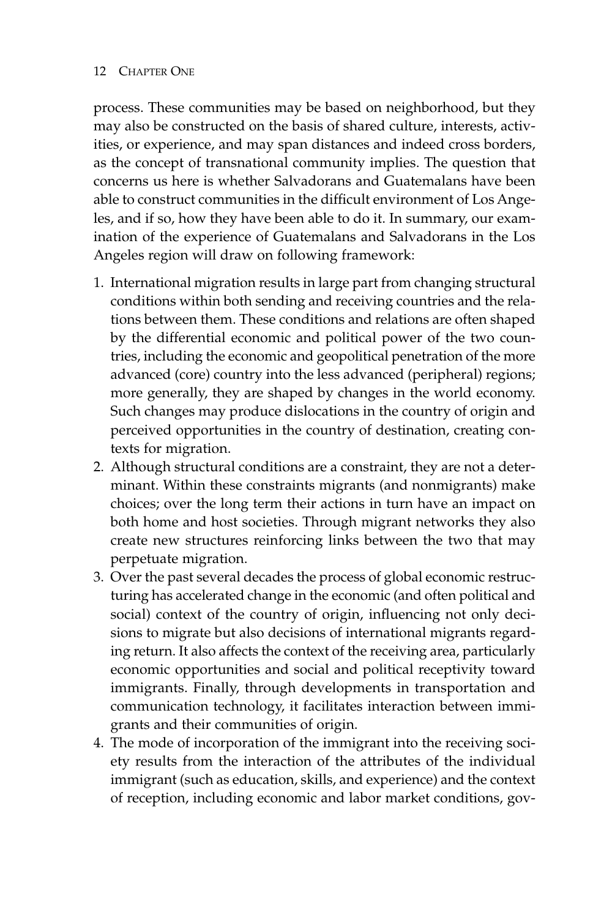process. These communities may be based on neighborhood, but they may also be constructed on the basis of shared culture, interests, activities, or experience, and may span distances and indeed cross borders, as the concept of transnational community implies. The question that concerns us here is whether Salvadorans and Guatemalans have been able to construct communities in the difficult environment of Los Angeles, and if so, how they have been able to do it. In summary, our examination of the experience of Guatemalans and Salvadorans in the Los Angeles region will draw on following framework:

1. International migration results in large part from changing structural conditions within both sending and receiving countries and the relations between them. These conditions and relations are often shaped by the differential economic and political power of the two countries, including the economic and geopolitical penetration of the more advanced (core) country into the less advanced (peripheral) regions; more generally, they are shaped by changes in the world economy. Such changes may produce dislocations in the country of origin and perceived opportunities in the country of destination, creating contexts for migration.
2. Although structural conditions are a constraint, they are not a determinant. Within these constraints migrants (and nonmigrants) make choices; over the long term their actions in turn have an impact on both home and host societies. Through migrant networks they also create new structures reinforcing links between the two that may perpetuate migration.
3. Over the past several decades the process of global economic restructuring has accelerated change in the economic (and often political and social) context of the country of origin, influencing not only decisions to migrate but also decisions of international migrants regarding return. It also affects the context of the receiving area, particularly economic opportunities and social and political receptivity toward immigrants. Finally, through developments in transportation and communication technology, it facilitates interaction between immigrants and their communities of origin.
4. The mode of incorporation of the immigrant into the receiving society results from the interaction of the attributes of the individual immigrant (such as education, skills, and experience) and the context of reception, including economic and labor market conditions, gov-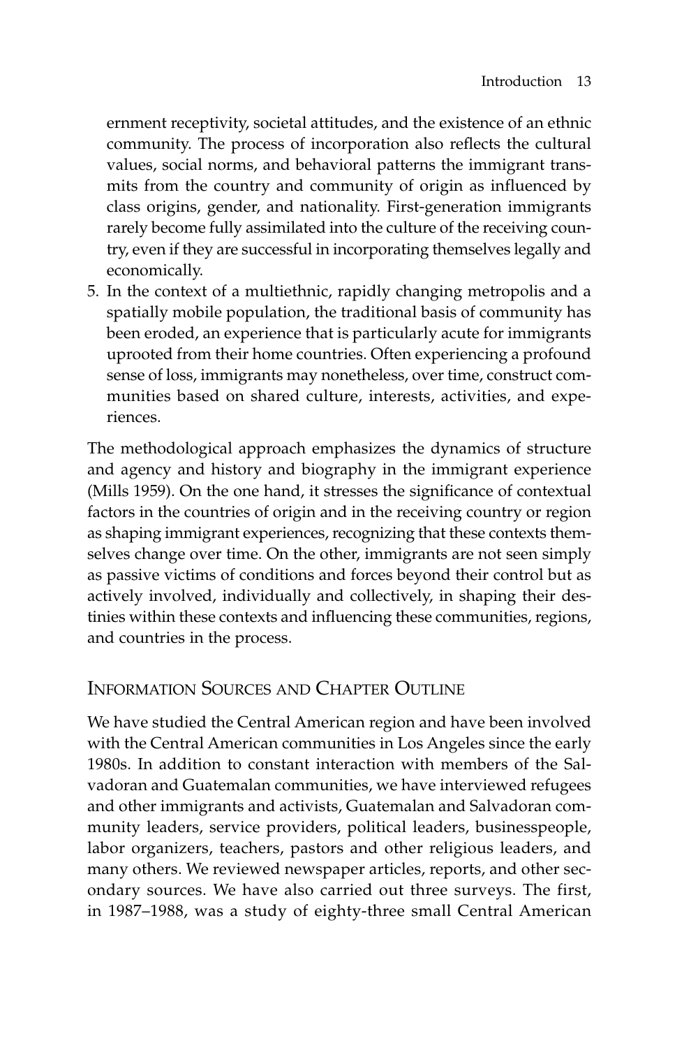ernment receptivity, societal attitudes, and the existence of an ethnic community. The process of incorporation also reflects the cultural values, social norms, and behavioral patterns the immigrant transmits from the country and community of origin as influenced by class origins, gender, and nationality. First-generation immigrants rarely become fully assimilated into the culture of the receiving country, even if they are successful in incorporating themselves legally and economically.

5. In the context of a multiethnic, rapidly changing metropolis and a spatially mobile population, the traditional basis of community has been eroded, an experience that is particularly acute for immigrants uprooted from their home countries. Often experiencing a profound sense of loss, immigrants may nonetheless, over time, construct communities based on shared culture, interests, activities, and experiences.

The methodological approach emphasizes the dynamics of structure and agency and history and biography in the immigrant experience (Mills 1959). On the one hand, it stresses the significance of contextual factors in the countries of origin and in the receiving country or region as shaping immigrant experiences, recognizing that these contexts themselves change over time. On the other, immigrants are not seen simply as passive victims of conditions and forces beyond their control but as actively involved, individually and collectively, in shaping their destinies within these contexts and influencing these communities, regions, and countries in the process.

## Information Sources and Chapter Outline

We have studied the Central American region and have been involved with the Central American communities in Los Angeles since the early 1980s. In addition to constant interaction with members of the Salvadoran and Guatemalan communities, we have interviewed refugees and other immigrants and activists, Guatemalan and Salvadoran community leaders, service providers, political leaders, businesspeople, labor organizers, teachers, pastors and other religious leaders, and many others. We reviewed newspaper articles, reports, and other secondary sources. We have also carried out three surveys. The first, in 1987–1988, was a study of eighty-three small Central American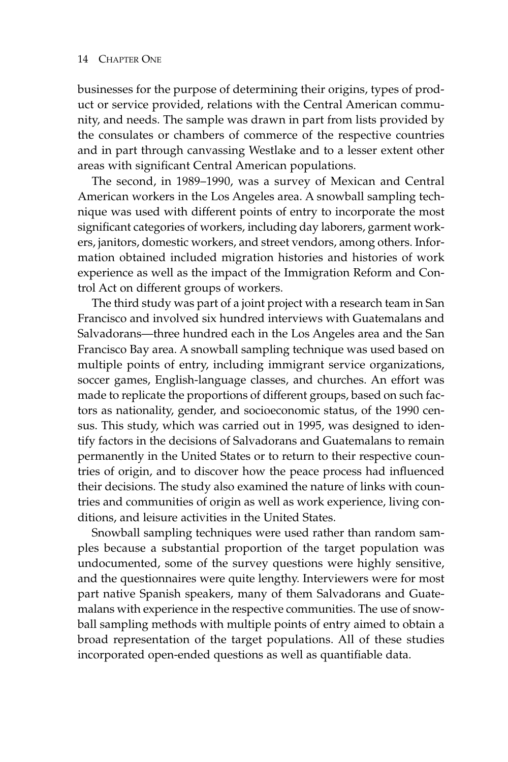businesses for the purpose of determining their origins, types of product or service provided, relations with the Central American community, and needs. The sample was drawn in part from lists provided by the consulates or chambers of commerce of the respective countries and in part through canvassing Westlake and to a lesser extent other areas with significant Central American populations.

The second, in 1989–1990, was a survey of Mexican and Central American workers in the Los Angeles area. A snowball sampling technique was used with different points of entry to incorporate the most significant categories of workers, including day laborers, garment workers, janitors, domestic workers, and street vendors, among others. Information obtained included migration histories and histories of work experience as well as the impact of the Immigration Reform and Control Act on different groups of workers.

The third study was part of a joint project with a research team in San Francisco and involved six hundred interviews with Guatemalans and Salvadorans—three hundred each in the Los Angeles area and the San Francisco Bay area. A snowball sampling technique was used based on multiple points of entry, including immigrant service organizations, soccer games, English-language classes, and churches. An effort was made to replicate the proportions of different groups, based on such factors as nationality, gender, and socioeconomic status, of the 1990 census. This study, which was carried out in 1995, was designed to identify factors in the decisions of Salvadorans and Guatemalans to remain permanently in the United States or to return to their respective countries of origin, and to discover how the peace process had influenced their decisions. The study also examined the nature of links with countries and communities of origin as well as work experience, living conditions, and leisure activities in the United States.

Snowball sampling techniques were used rather than random samples because a substantial proportion of the target population was undocumented, some of the survey questions were highly sensitive, and the questionnaires were quite lengthy. Interviewers were for most part native Spanish speakers, many of them Salvadorans and Guatemalans with experience in the respective communities. The use of snowball sampling methods with multiple points of entry aimed to obtain a broad representation of the target populations. All of these studies incorporated open-ended questions as well as quantifiable data.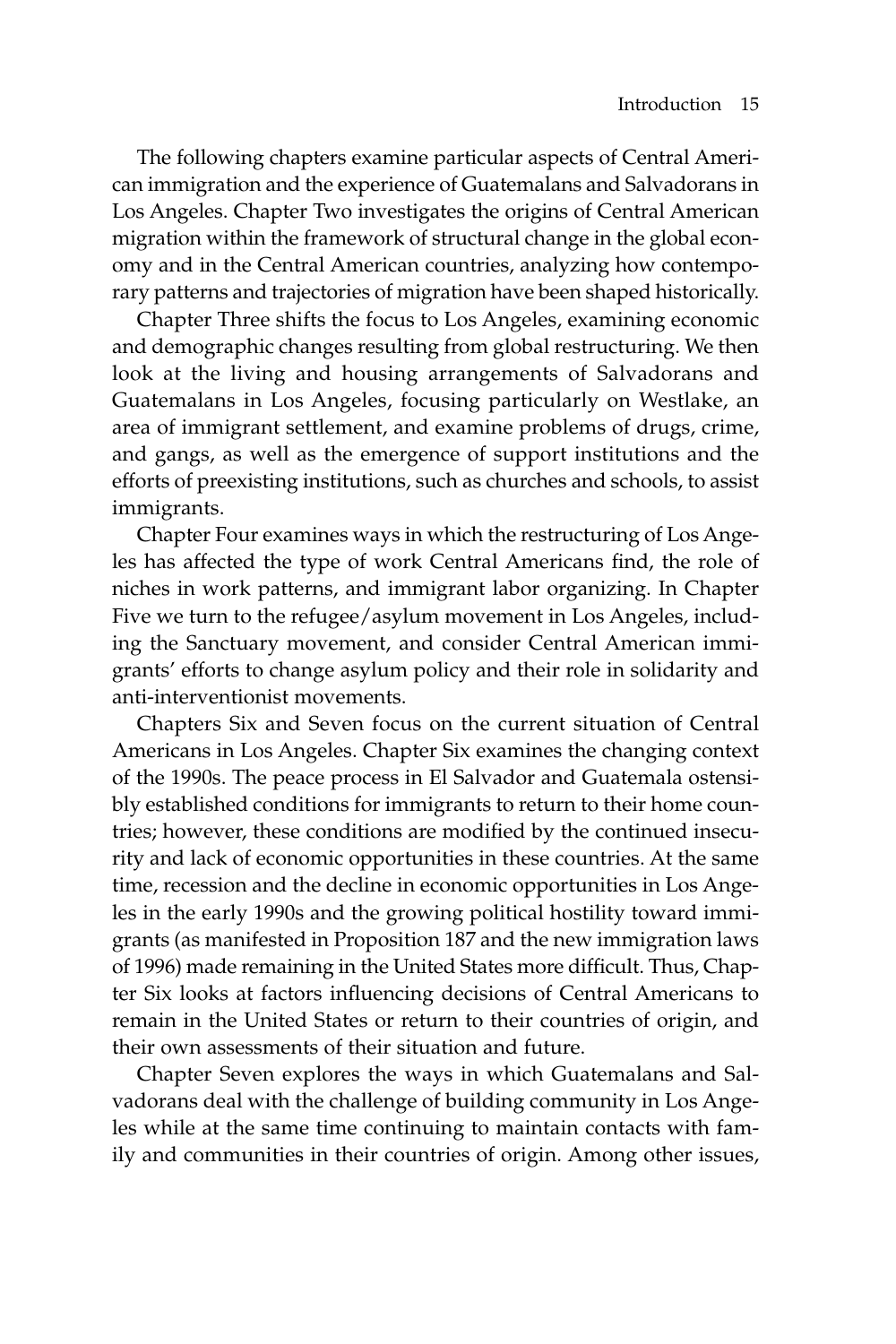The following chapters examine particular aspects of Central American immigration and the experience of Guatemalans and Salvadorans in Los Angeles. Chapter Two investigates the origins of Central American migration within the framework of structural change in the global economy and in the Central American countries, analyzing how contemporary patterns and trajectories of migration have been shaped historically.

Chapter Three shifts the focus to Los Angeles, examining economic and demographic changes resulting from global restructuring. We then look at the living and housing arrangements of Salvadorans and Guatemalans in Los Angeles, focusing particularly on Westlake, an area of immigrant settlement, and examine problems of drugs, crime, and gangs, as well as the emergence of support institutions and the efforts of preexisting institutions, such as churches and schools, to assist immigrants.

Chapter Four examines ways in which the restructuring of Los Angeles has affected the type of work Central Americans find, the role of niches in work patterns, and immigrant labor organizing. In Chapter Five we turn to the refugee/asylum movement in Los Angeles, including the Sanctuary movement, and consider Central American immigrants' efforts to change asylum policy and their role in solidarity and anti-interventionist movements.

Chapters Six and Seven focus on the current situation of Central Americans in Los Angeles. Chapter Six examines the changing context of the 1990s. The peace process in El Salvador and Guatemala ostensibly established conditions for immigrants to return to their home countries; however, these conditions are modified by the continued insecurity and lack of economic opportunities in these countries. At the same time, recession and the decline in economic opportunities in Los Angeles in the early 1990s and the growing political hostility toward immigrants (as manifested in Proposition 187 and the new immigration laws of 1996) made remaining in the United States more difficult. Thus, Chapter Six looks at factors influencing decisions of Central Americans to remain in the United States or return to their countries of origin, and their own assessments of their situation and future.

Chapter Seven explores the ways in which Guatemalans and Salvadorans deal with the challenge of building community in Los Angeles while at the same time continuing to maintain contacts with family and communities in their countries of origin. Among other issues,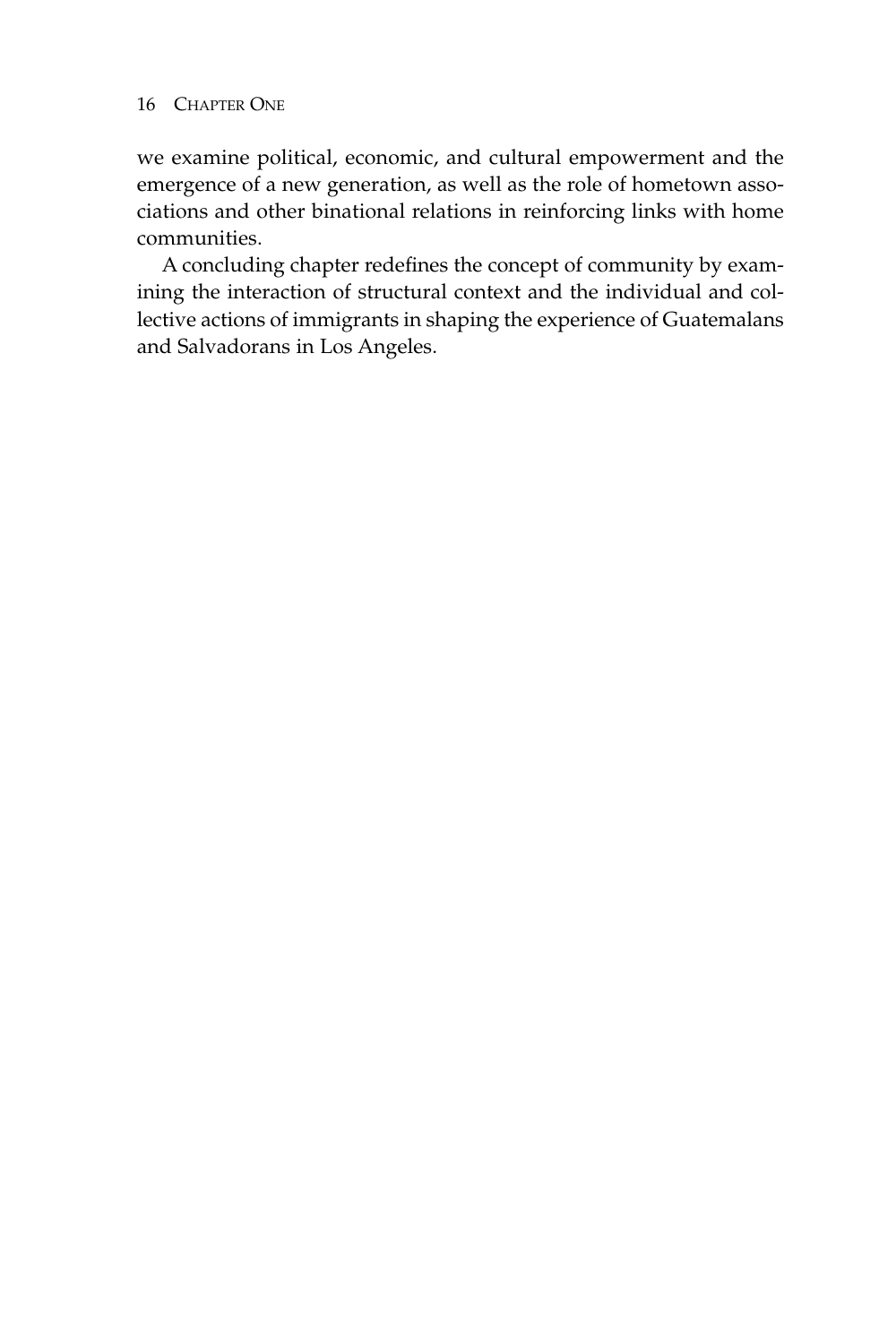we examine political, economic, and cultural empowerment and the emergence of a new generation, as well as the role of hometown associations and other binational relations in reinforcing links with home communities.

A concluding chapter redefines the concept of community by examining the interaction of structural context and the individual and collective actions of immigrants in shaping the experience of Guatemalans and Salvadorans in Los Angeles.